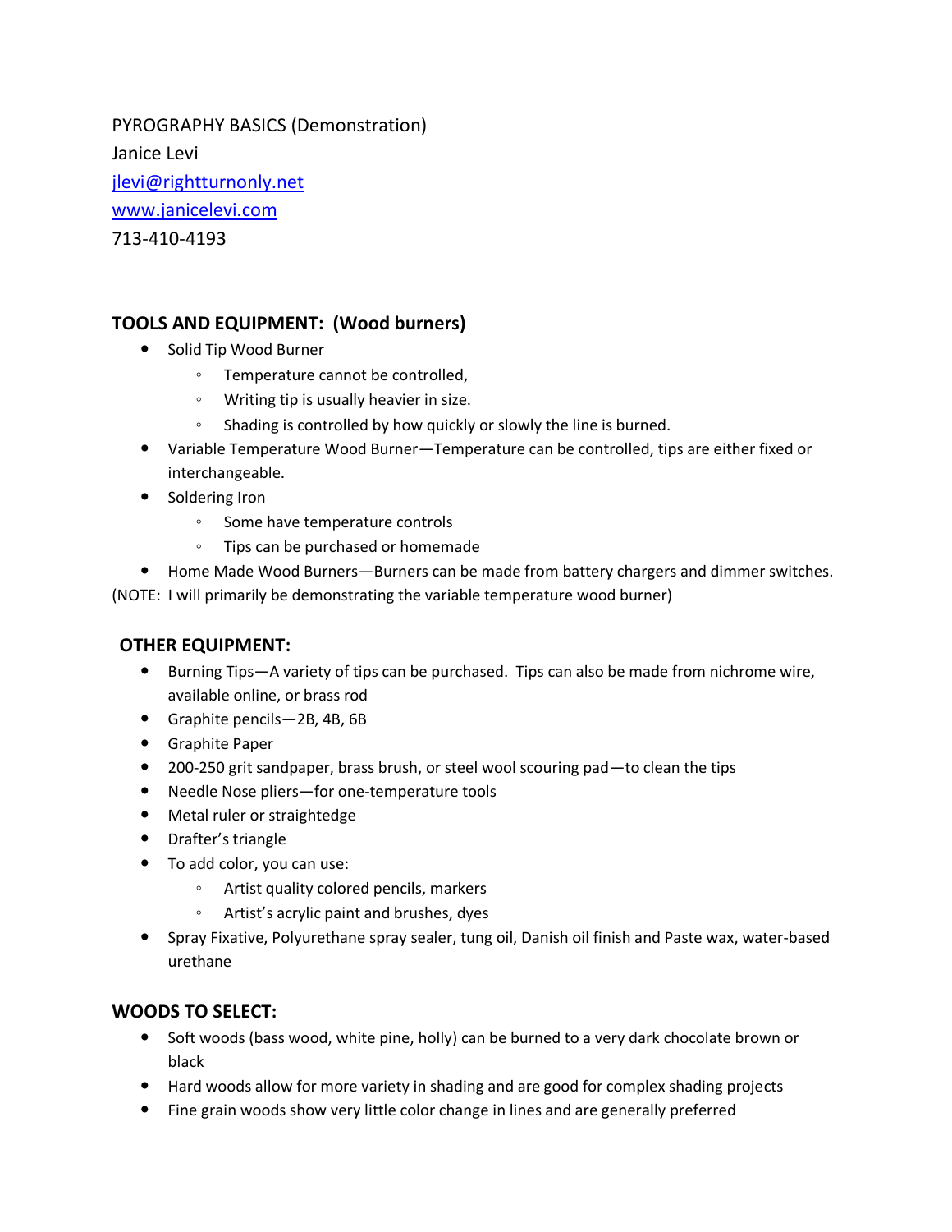PYROGRAPHY BASICS (Demonstration)

Janice Levi

[jlevi@rightturnonly.net](mailto:jlevi@rightturnonly.net)

[www.janicelevi.com](http://www.janicelevi.com)

713-410-4193

## TOOLS AND EQUIPMENT: (Wood burners)

- Solid Tip Wood Burner
  - Temperature cannot be controlled,
  - Writing tip is usually heavier in size.
  - Shading is controlled by how quickly or slowly the line is burned.
- Variable Temperature Wood Burner—Temperature can be controlled, tips are either fixed or interchangeable.
- Soldering Iron
  - Some have temperature controls
  - Tips can be purchased or homemade
- Home Made Wood Burners—Burners can be made from battery chargers and dimmer switches.

(NOTE: I will primarily be demonstrating the variable temperature wood burner)

## OTHER EQUIPMENT:

- Burning Tips—A variety of tips can be purchased. Tips can also be made from nichrome wire, available online, or brass rod
- Graphite pencils—2B, 4B, 6B
- Graphite Paper
- 200-250 grit sandpaper, brass brush, or steel wool scouring pad—to clean the tips
- Needle Nose pliers—for one-temperature tools
- Metal ruler or straightedge
- Drafter's triangle
- To add color, you can use:
  - Artist quality colored pencils, markers
  - Artist's acrylic paint and brushes, dyes
- Spray Fixative, Polyurethane spray sealer, tung oil, Danish oil finish and Paste wax, water-based urethane

## WOODS TO SELECT:

- Soft woods (bass wood, white pine, holly) can be burned to a very dark chocolate brown or black
- Hard woods allow for more variety in shading and are good for complex shading projects
- Fine grain woods show very little color change in lines and are generally preferred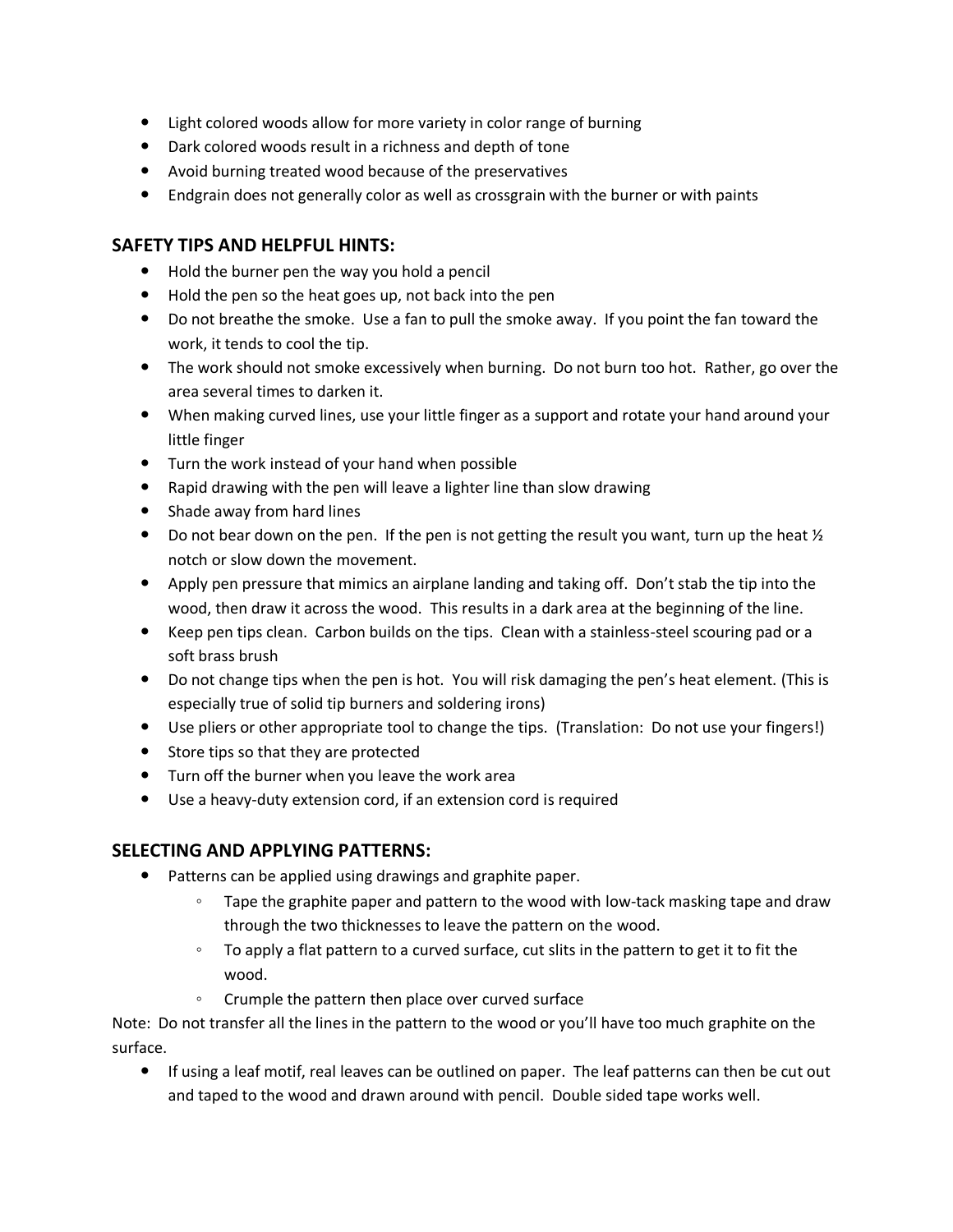- Light colored woods allow for more variety in color range of burning
- Dark colored woods result in a richness and depth of tone
- Avoid burning treated wood because of the preservatives
- Endgrain does not generally color as well as crossgrain with the burner or with paints

## SAFETY TIPS AND HELPFUL HINTS:

- Hold the burner pen the way you hold a pencil
- Hold the pen so the heat goes up, not back into the pen
- Do not breathe the smoke. Use a fan to pull the smoke away. If you point the fan toward the work, it tends to cool the tip.
- The work should not smoke excessively when burning. Do not burn too hot. Rather, go over the area several times to darken it.
- When making curved lines, use your little finger as a support and rotate your hand around your little finger
- Turn the work instead of your hand when possible
- Rapid drawing with the pen will leave a lighter line than slow drawing
- Shade away from hard lines
- Do not bear down on the pen. If the pen is not getting the result you want, turn up the heat ½ notch or slow down the movement.
- Apply pen pressure that mimics an airplane landing and taking off. Don't stab the tip into the wood, then draw it across the wood. This results in a dark area at the beginning of the line.
- Keep pen tips clean. Carbon builds on the tips. Clean with a stainless-steel scouring pad or a soft brass brush
- Do not change tips when the pen is hot. You will risk damaging the pen's heat element. (This is especially true of solid tip burners and soldering irons)
- Use pliers or other appropriate tool to change the tips. (Translation: Do not use your fingers!)
- Store tips so that they are protected
- Turn off the burner when you leave the work area
- Use a heavy-duty extension cord, if an extension cord is required

## SELECTING AND APPLYING PATTERNS:

- Patterns can be applied using drawings and graphite paper.
  - Tape the graphite paper and pattern to the wood with low-tack masking tape and draw through the two thicknesses to leave the pattern on the wood.
  - To apply a flat pattern to a curved surface, cut slits in the pattern to get it to fit the wood.
  - Crumple the pattern then place over curved surface

Note: Do not transfer all the lines in the pattern to the wood or you'll have too much graphite on the surface.

- If using a leaf motif, real leaves can be outlined on paper. The leaf patterns can then be cut out and taped to the wood and drawn around with pencil. Double sided tape works well.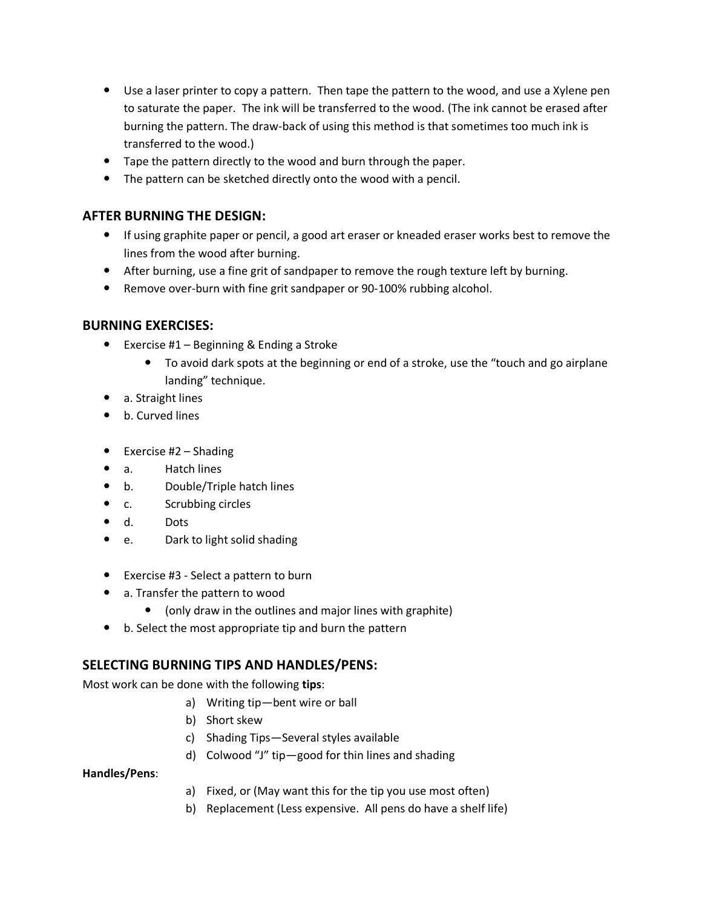- Use a laser printer to copy a pattern. Then tape the pattern to the wood, and use a Xylene pen to saturate the paper. The ink will be transferred to the wood. (The ink cannot be erased after burning the pattern. The draw-back of using this method is that sometimes too much ink is transferred to the wood.)
- Tape the pattern directly to the wood and burn through the paper.
- The pattern can be sketched directly onto the wood with a pencil.

## AFTER BURNING THE DESIGN:

- If using graphite paper or pencil, a good art eraser or kneaded eraser works best to remove the lines from the wood after burning.
- After burning, use a fine grit of sandpaper to remove the rough texture left by burning.
- Remove over-burn with fine grit sandpaper or 90-100% rubbing alcohol.

## BURNING EXERCISES:

- Exercise #1 – Beginning & Ending a Stroke
    - To avoid dark spots at the beginning or end of a stroke, use the "touch and go airplane landing" technique.
- a. Straight lines
- b. Curved lines

- Exercise #2 – Shading
- a. Hatch lines
- b. Double/Triple hatch lines
- c. Scrubbing circles
- d. Dots
- e. Dark to light solid shading

- Exercise #3 - Select a pattern to burn
- a. Transfer the pattern to wood
    - (only draw in the outlines and major lines with graphite)
- b. Select the most appropriate tip and burn the pattern

## SELECTING BURNING TIPS AND HANDLES/PENS:

Most work can be done with the following **tips**:

a) Writing tip—bent wire or ball
b) Short skew
c) Shading Tips—Several styles available
d) Colwood "J" tip—good for thin lines and shading

**Handles/Pens**:

a) Fixed, or (May want this for the tip you use most often)
b) Replacement (Less expensive. All pens do have a shelf life)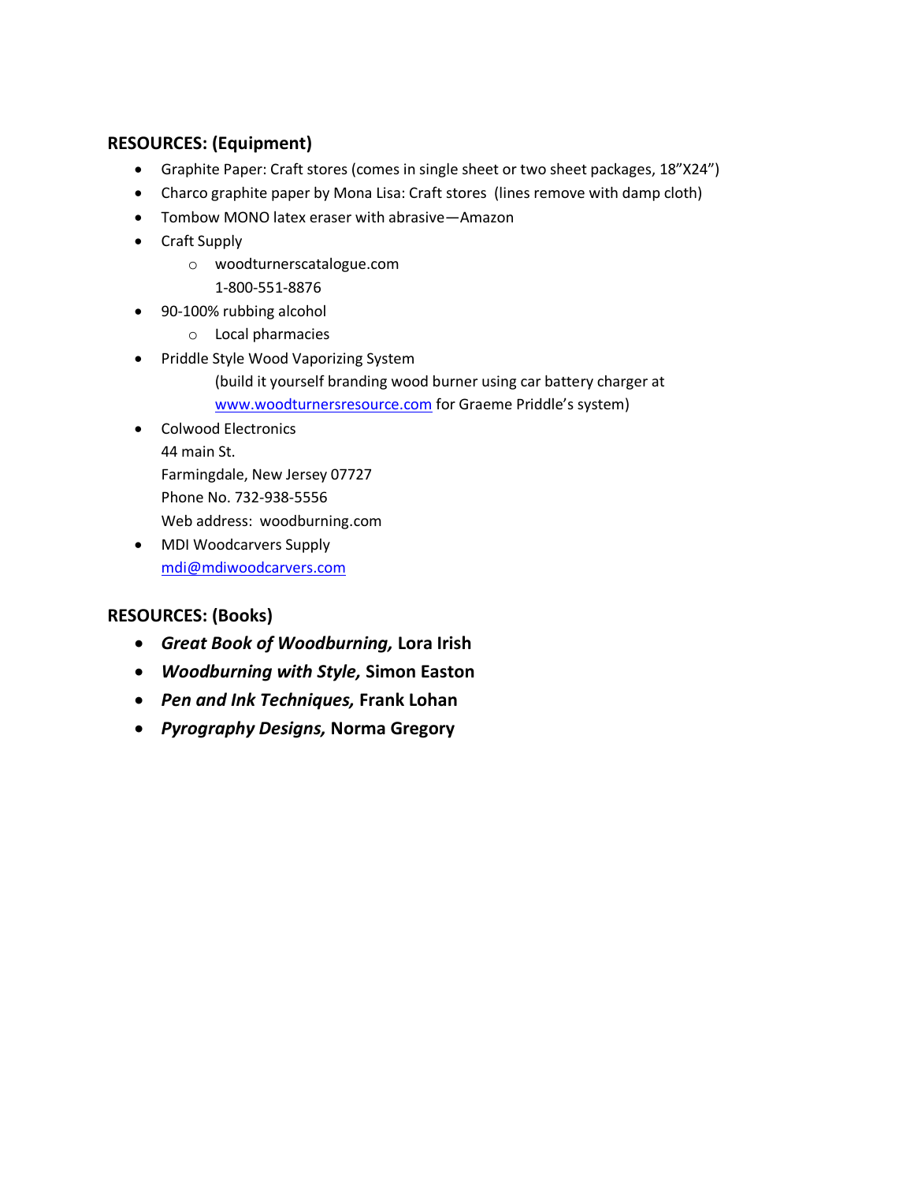## RESOURCES: (Equipment)

- Graphite Paper: Craft stores (comes in single sheet or two sheet packages, 18”X24”)
- Charco graphite paper by Mona Lisa: Craft stores (lines remove with damp cloth)
- Tombow MONO latex eraser with abrasive—Amazon
- Craft Supply
  - woodturnerscatalogue.com
    1-800-551-8876
- 90-100% rubbing alcohol
  - Local pharmacies
- Priddle Style Wood Vaporizing System
  (build it yourself branding wood burner using car battery charger at www.woodturnersresource.com for Graeme Priddle’s system)
- Colwood Electronics
  44 main St.
  Farmingdale, New Jersey 07727
  Phone No. 732-938-5556
  Web address: woodburning.com
- MDI Woodcarvers Supply
  mdi@mdiwoodcarvers.com

## RESOURCES: (Books)

- ***Great Book of Woodburning,*** **Lora Irish**
- ***Woodburning with Style,*** **Simon Easton**
- ***Pen and Ink Techniques,*** **Frank Lohan**
- ***Pyrography Designs,*** **Norma Gregory**